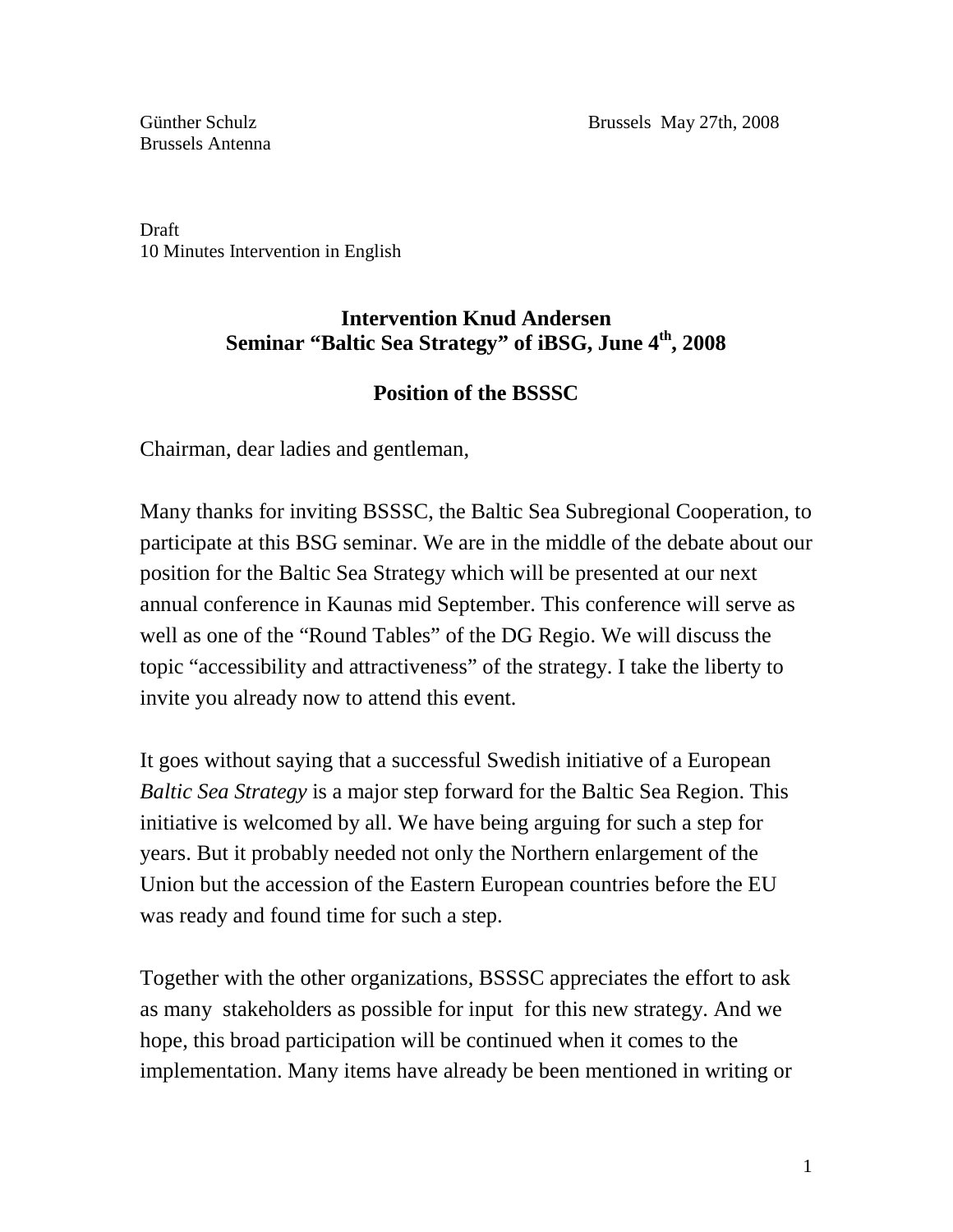Günther Schulz  
Brussels Antenna

Brussels May 27th, 2008

Draft  
10 Minutes Intervention in English

**Intervention Knud Andersen**  
**Seminar "Baltic Sea Strategy" of iBSG, June 4th, 2008**

**Position of the BSSSC**

Chairman, dear ladies and gentleman,

Many thanks for inviting BSSSC, the Baltic Sea Subregional Cooperation, to participate at this BSG seminar. We are in the middle of the debate about our position for the Baltic Sea Strategy which will be presented at our next annual conference in Kaunas mid September. This conference will serve as well as one of the "Round Tables" of the DG Regio. We will discuss the topic "accessibility and attractiveness" of the strategy. I take the liberty to invite you already now to attend this event.

It goes without saying that a successful Swedish initiative of a European *Baltic Sea Strategy* is a major step forward for the Baltic Sea Region. This initiative is welcomed by all. We have being arguing for such a step for years. But it probably needed not only the Northern enlargement of the Union but the accession of the Eastern European countries before the EU was ready and found time for such a step.

Together with the other organizations, BSSSC appreciates the effort to ask as many stakeholders as possible for input for this new strategy. And we hope, this broad participation will be continued when it comes to the implementation. Many items have already be been mentioned in writing or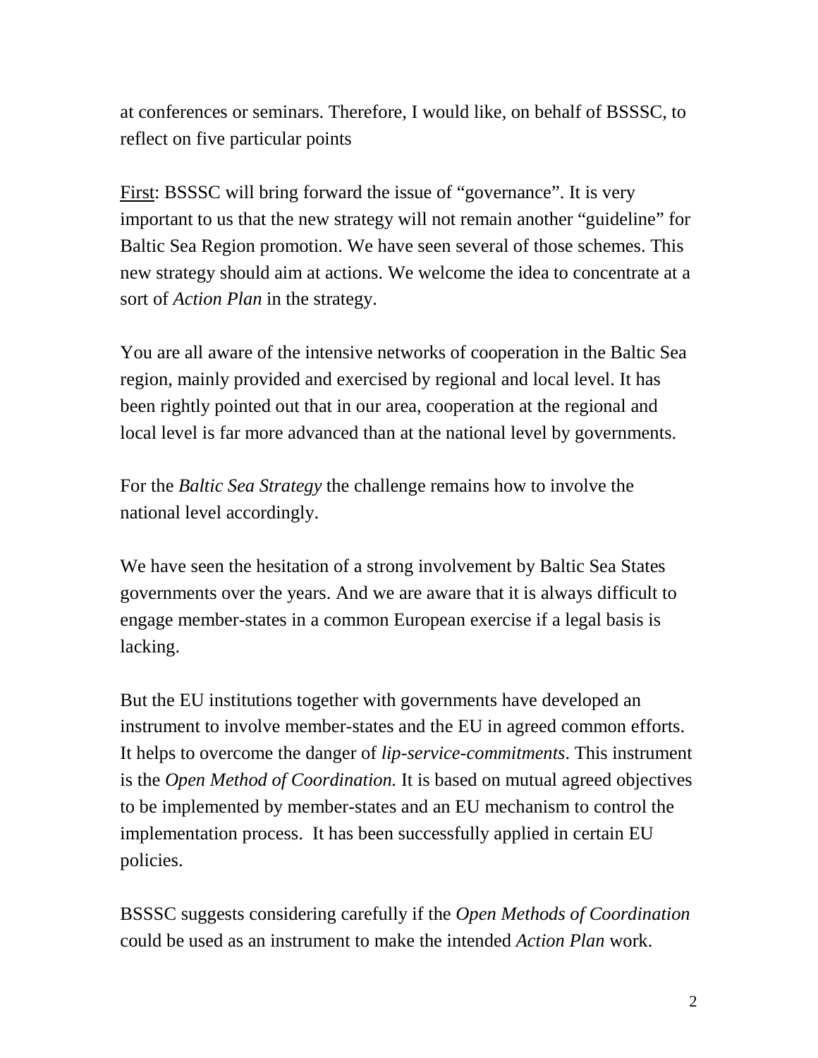at conferences or seminars. Therefore, I would like, on behalf of BSSSC, to reflect on five particular points

<u>First</u>: BSSSC will bring forward the issue of “governance”. It is very important to us that the new strategy will not remain another “guideline” for Baltic Sea Region promotion. We have seen several of those schemes. This new strategy should aim at actions. We welcome the idea to concentrate at a sort of *Action Plan* in the strategy.

You are all aware of the intensive networks of cooperation in the Baltic Sea region, mainly provided and exercised by regional and local level. It has been rightly pointed out that in our area, cooperation at the regional and local level is far more advanced than at the national level by governments.

For the *Baltic Sea Strategy* the challenge remains how to involve the national level accordingly.

We have seen the hesitation of a strong involvement by Baltic Sea States governments over the years. And we are aware that it is always difficult to engage member-states in a common European exercise if a legal basis is lacking.

But the EU institutions together with governments have developed an instrument to involve member-states and the EU in agreed common efforts. It helps to overcome the danger of *lip-service-commitments*. This instrument is the *Open Method of Coordination.* It is based on mutual agreed objectives to be implemented by member-states and an EU mechanism to control the implementation process. It has been successfully applied in certain EU policies.

BSSSC suggests considering carefully if the *Open Methods of Coordination* could be used as an instrument to make the intended *Action Plan* work.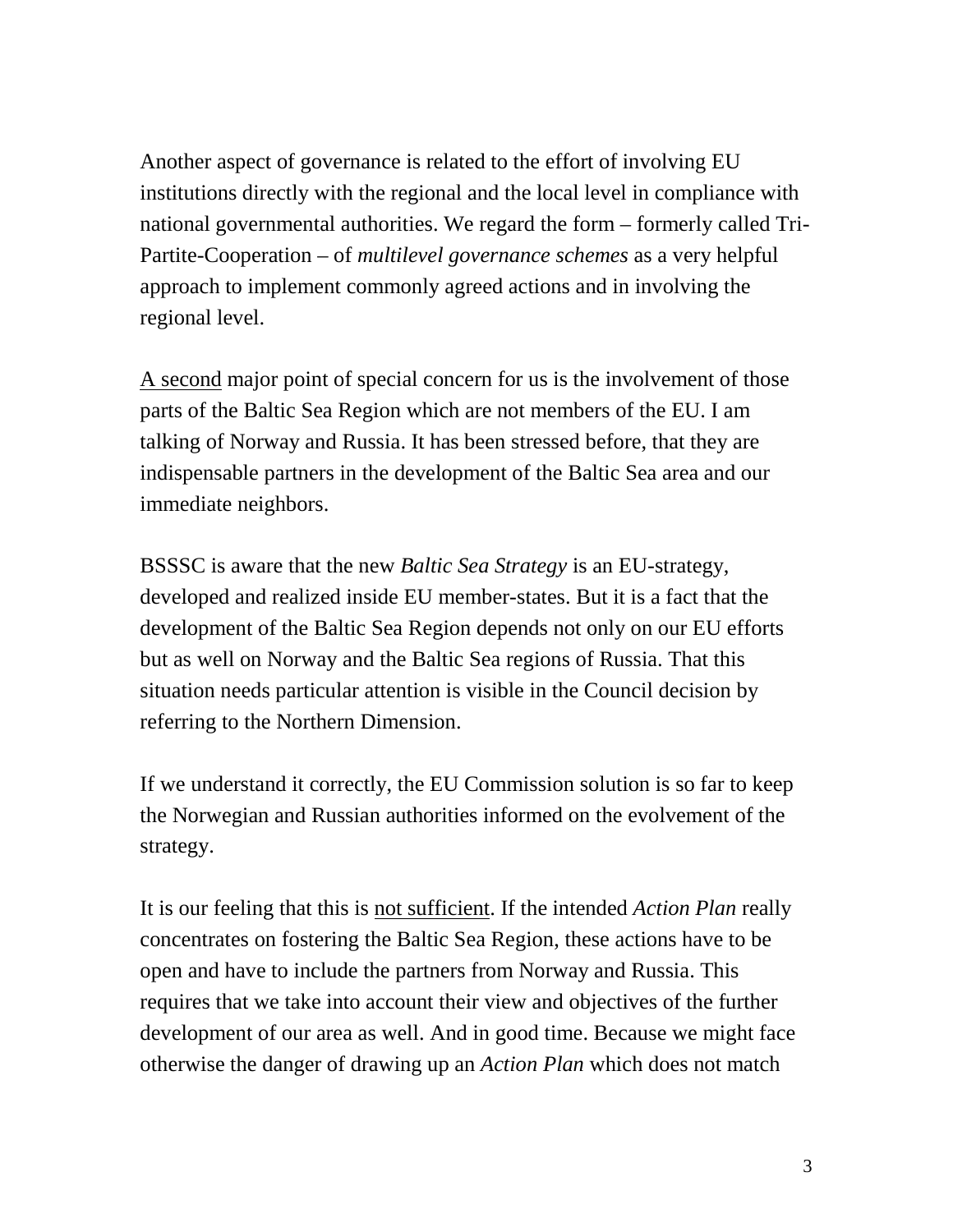Another aspect of governance is related to the effort of involving EU institutions directly with the regional and the local level in compliance with national governmental authorities. We regard the form – formerly called Tri-Partite-Cooperation – of *multilevel governance schemes* as a very helpful approach to implement commonly agreed actions and in involving the regional level.

<u>A second</u> major point of special concern for us is the involvement of those parts of the Baltic Sea Region which are not members of the EU. I am talking of Norway and Russia. It has been stressed before, that they are indispensable partners in the development of the Baltic Sea area and our immediate neighbors.

BSSSC is aware that the new *Baltic Sea Strategy* is an EU-strategy, developed and realized inside EU member-states. But it is a fact that the development of the Baltic Sea Region depends not only on our EU efforts but as well on Norway and the Baltic Sea regions of Russia. That this situation needs particular attention is visible in the Council decision by referring to the Northern Dimension.

If we understand it correctly, the EU Commission solution is so far to keep the Norwegian and Russian authorities informed on the evolvement of the strategy.

It is our feeling that this is <u>not sufficient</u>. If the intended *Action Plan* really concentrates on fostering the Baltic Sea Region, these actions have to be open and have to include the partners from Norway and Russia. This requires that we take into account their view and objectives of the further development of our area as well. And in good time. Because we might face otherwise the danger of drawing up an *Action Plan* which does not match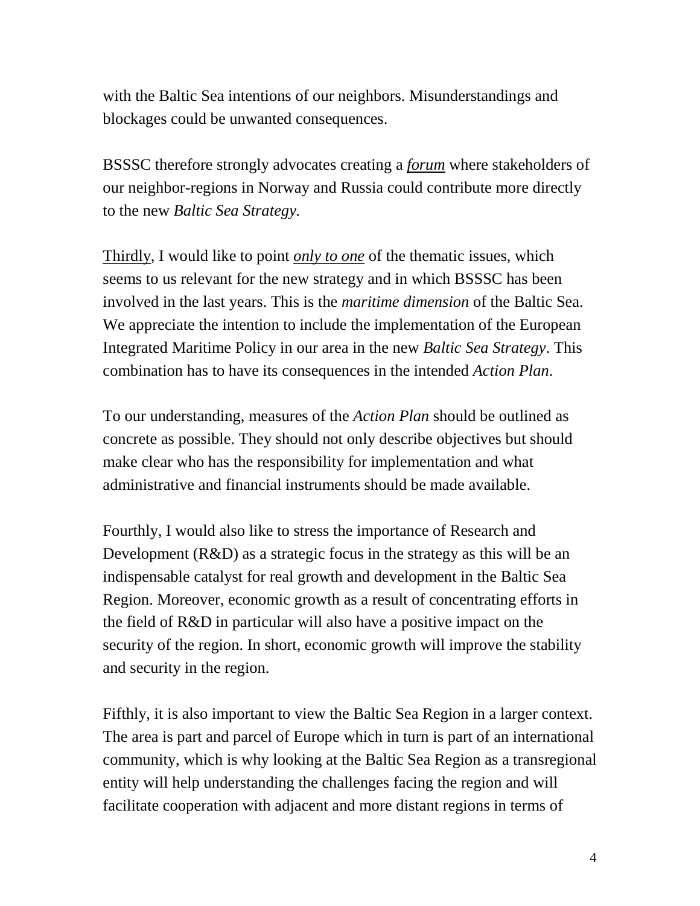with the Baltic Sea intentions of our neighbors. Misunderstandings and blockages could be unwanted consequences.

BSSSC therefore strongly advocates creating a <u>*forum*</u> where stakeholders of our neighbor-regions in Norway and Russia could contribute more directly to the new *Baltic Sea Strategy.*

<u>Thirdly</u>, I would like to point <u>*only to one*</u> of the thematic issues, which seems to us relevant for the new strategy and in which BSSSC has been involved in the last years. This is the *maritime dimension* of the Baltic Sea. We appreciate the intention to include the implementation of the European Integrated Maritime Policy in our area in the new *Baltic Sea Strategy*. This combination has to have its consequences in the intended *Action Plan*.

To our understanding, measures of the *Action Plan* should be outlined as concrete as possible. They should not only describe objectives but should make clear who has the responsibility for implementation and what administrative and financial instruments should be made available.

Fourthly, I would also like to stress the importance of Research and Development (R&D) as a strategic focus in the strategy as this will be an indispensable catalyst for real growth and development in the Baltic Sea Region. Moreover, economic growth as a result of concentrating efforts in the field of R&D in particular will also have a positive impact on the security of the region. In short, economic growth will improve the stability and security in the region.

Fifthly, it is also important to view the Baltic Sea Region in a larger context. The area is part and parcel of Europe which in turn is part of an international community, which is why looking at the Baltic Sea Region as a transregional entity will help understanding the challenges facing the region and will facilitate cooperation with adjacent and more distant regions in terms of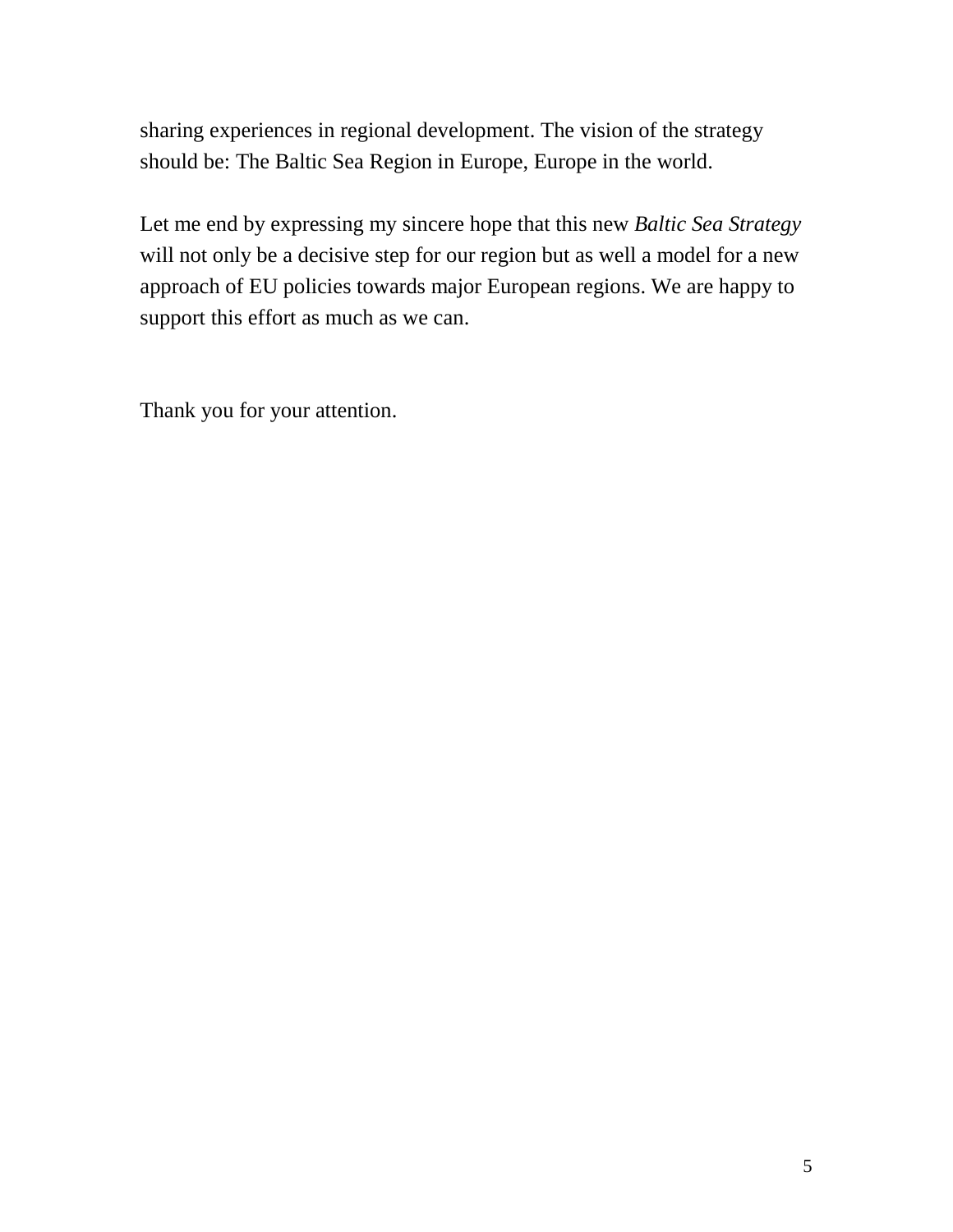sharing experiences in regional development. The vision of the strategy should be: The Baltic Sea Region in Europe, Europe in the world.

Let me end by expressing my sincere hope that this new *Baltic Sea Strategy* will not only be a decisive step for our region but as well a model for a new approach of EU policies towards major European regions. We are happy to support this effort as much as we can.

Thank you for your attention.